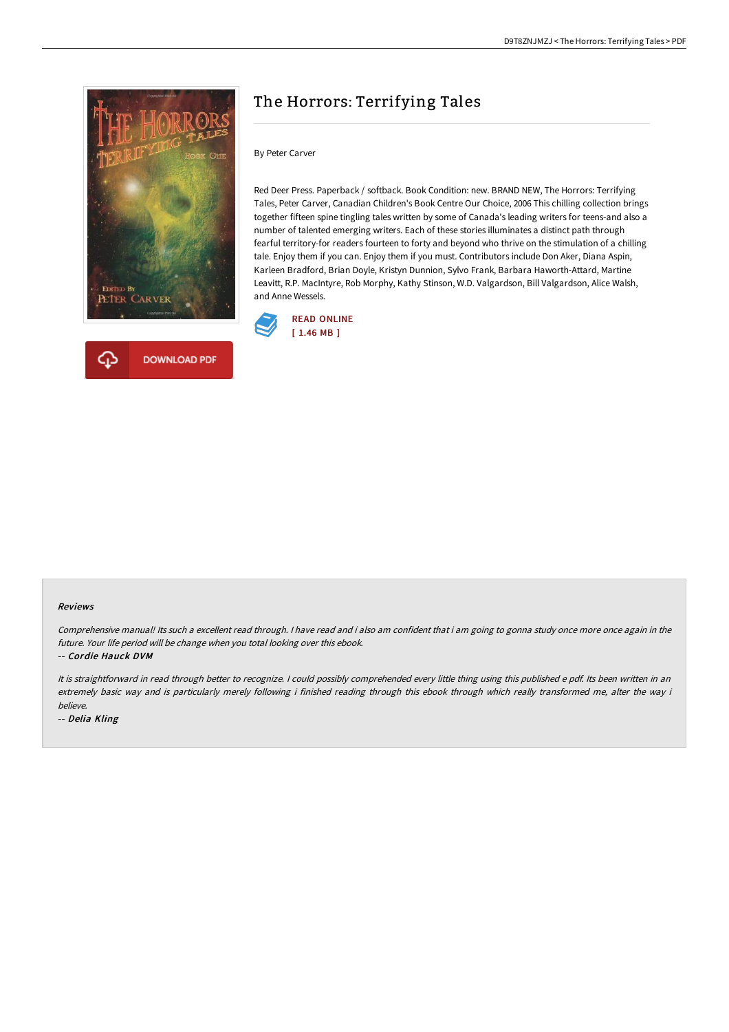# The Horrors: Terrifying Tales

By Peter Carver

Red Deer Press. Paperback / softback. Book Condition: new. BRAND NEW, The Horrors: Terrifying Tales, Peter Carver, Canadian Children's Book Centre Our Choice, 2006 This chilling collection brings together fifteen spine tingling tales written by some of Canada's leading writers for teens-and also a number of talented emerging writers. Each of these stories illuminates a distinct path through fearful territory-for readers fourteen to forty and beyond who thrive on the stimulation of a chilling tale. Enjoy them if you can. Enjoy them if you must. Contributors include Don Aker, Diana Aspin, Karleen Bradford, Brian Doyle, Kristyn Dunnion, Sylvo Frank, Barbara Haworth-Attard, Martine Leavitt, R.P. MacIntyre, Rob Morphy, Kathy Stinson, W.D. Valgardson, Bill Valgardson, Alice Walsh, and Anne Wessels.

READ ONLINE
[ 1.46 MB ]

DOWNLOAD PDF

### Reviews

*Comprehensive manual! Its such a excellent read through. I have read and i also am confident that i am going to gonna study once more once again in the future. Your life period will be change when you total looking over this ebook.*

*-- Cordie Hauck DVM*

*It is straightforward in read through better to recognize. I could possibly comprehended every little thing using this published e pdf. Its been written in an extremely basic way and is particularly merely following i finished reading through this ebook through which really transformed me, alter the way i believe.*

*-- Delia Kling*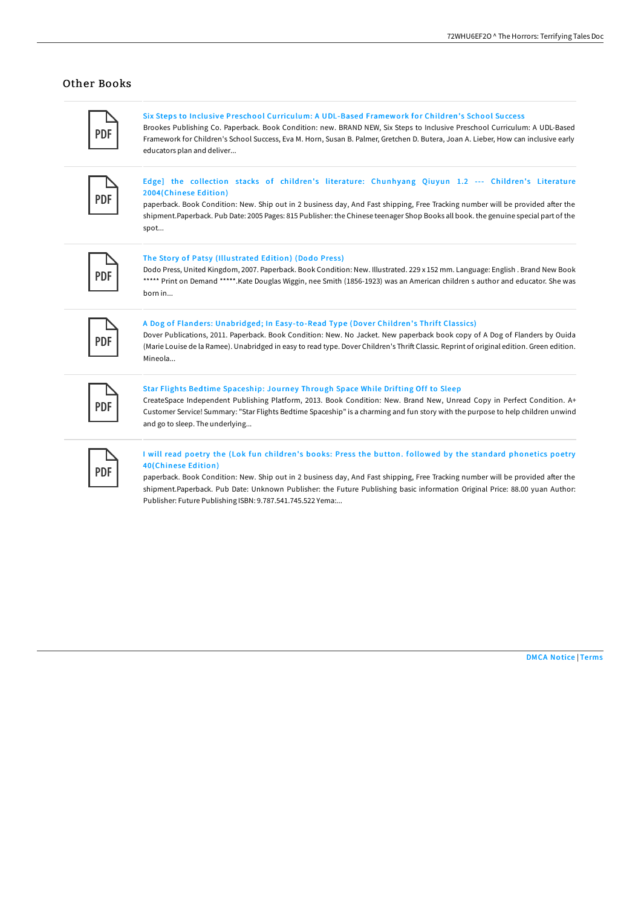## Other Books

**Six Steps to Inclusive Preschool Curriculum: A UDL-Based Framework for Children's School Success**

Brookes Publishing Co. Paperback. Book Condition: new. BRAND NEW, Six Steps to Inclusive Preschool Curriculum: A UDL-Based Framework for Children's School Success, Eva M. Horn, Susan B. Palmer, Gretchen D. Butera, Joan A. Lieber, How can inclusive early educators plan and deliver...

**Edge] the collection stacks of children's literature: Chunhyang Qiuyun 1.2 --- Children's Literature 2004(Chinese Edition)**

paperback. Book Condition: New. Ship out in 2 business day, And Fast shipping, Free Tracking number will be provided after the shipment.Paperback. Pub Date: 2005 Pages: 815 Publisher: the Chinese teenager Shop Books all book. the genuine special part of the spot...

**The Story of Patsy (Illustrated Edition) (Dodo Press)**

Dodo Press, United Kingdom, 2007. Paperback. Book Condition: New. Illustrated. 229 x 152 mm. Language: English . Brand New Book ***** Print on Demand *****.Kate Douglas Wiggin, nee Smith (1856-1923) was an American children s author and educator. She was born in...

**A Dog of Flanders: Unabridged; In Easy-to-Read Type (Dover Children's Thrift Classics)**

Dover Publications, 2011. Paperback. Book Condition: New. No Jacket. New paperback book copy of A Dog of Flanders by Ouida (Marie Louise de la Ramee). Unabridged in easy to read type. Dover Children's Thrift Classic. Reprint of original edition. Green edition. Mineola...

**Star Flights Bedtime Spaceship: Journey Through Space While Drifting Off to Sleep**

CreateSpace Independent Publishing Platform, 2013. Book Condition: New. Brand New, Unread Copy in Perfect Condition. A+ Customer Service! Summary: "Star Flights Bedtime Spaceship" is a charming and fun story with the purpose to help children unwind and go to sleep. The underlying...

**I will read poetry the (Lok fun children's books: Press the button. followed by the standard phonetics poetry 40(Chinese Edition)**

paperback. Book Condition: New. Ship out in 2 business day, And Fast shipping, Free Tracking number will be provided after the shipment.Paperback. Pub Date: Unknown Publisher: the Future Publishing basic information Original Price: 88.00 yuan Author: Publisher: Future Publishing ISBN: 9.787.541.745.522 Yema:...

DMCA Notice | Terms